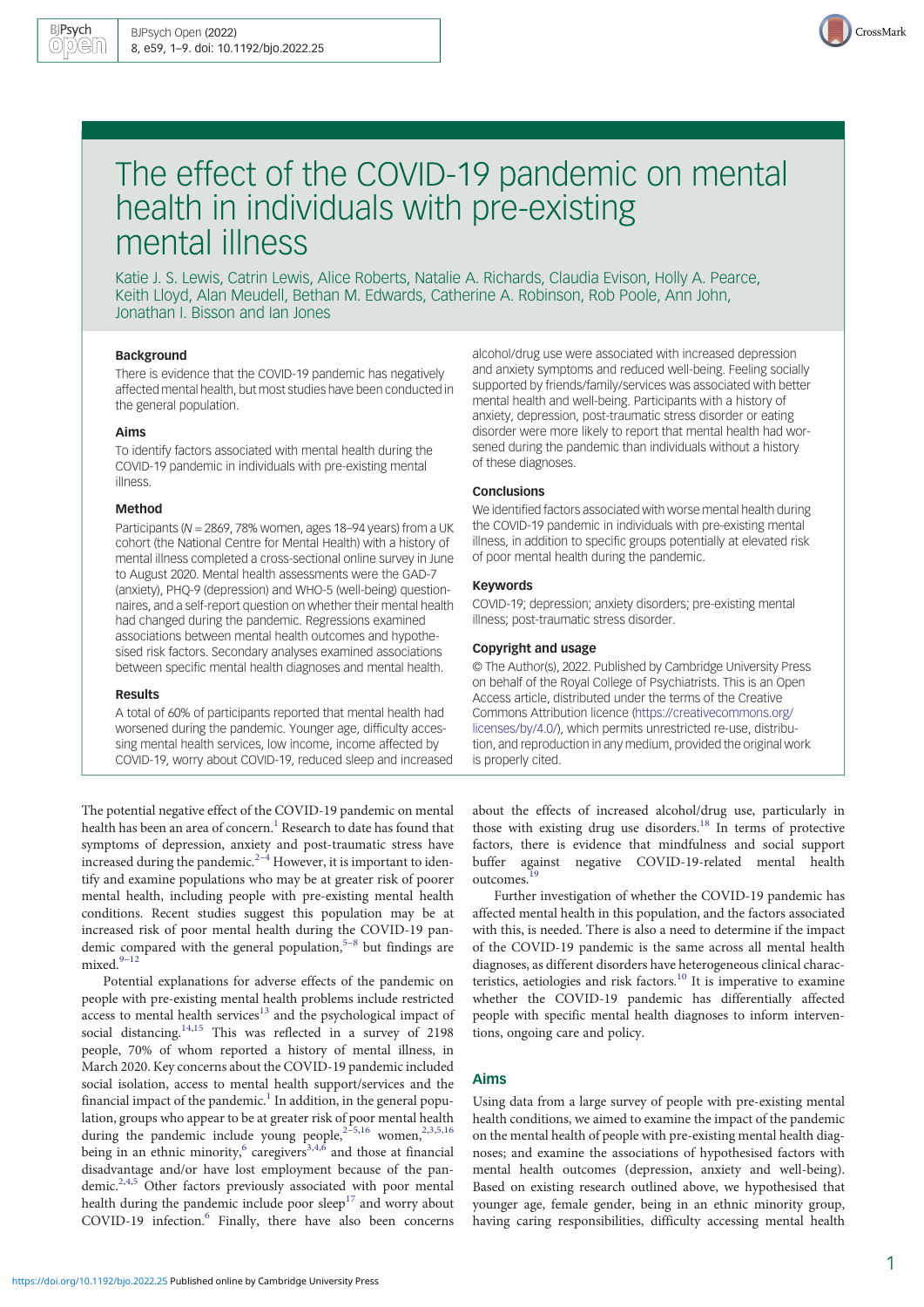# The effect of the COVID-19 pandemic on mental health in individuals with pre-existing mental illness

Katie J. S. Lewis, Catrin Lewis, Alice Roberts, Natalie A. Richards, Claudia Evison, Holly A. Pearce, Keith Lloyd, Alan Meudell, Bethan M. Edwards, Catherine A. Robinson, Rob Poole, Ann John, Jonathan I. Bisson and Ian Jones

### Background

There is evidence that the COVID-19 pandemic has negatively affected mental health, but most studies have been conducted in the general population.

### Aims

To identify factors associated with mental health during the COVID-19 pandemic in individuals with pre-existing mental illness.

### Method

Participants (N = 2869, 78% women, ages 18–94 years) from a UK cohort (the National Centre for Mental Health) with a history of mental illness completed a cross-sectional online survey in June to August 2020. Mental health assessments were the GAD-7 (anxiety), PHQ-9 (depression) and WHO-5 (well-being) questionnaires, and a self-report question on whether their mental health had changed during the pandemic. Regressions examined associations between mental health outcomes and hypothesised risk factors. Secondary analyses examined associations between specific mental health diagnoses and mental health.

### Results

A total of 60% of participants reported that mental health had worsened during the pandemic. Younger age, difficulty accessing mental health services, low income, income affected by COVID-19, worry about COVID-19, reduced sleep and increased alcohol/drug use were associated with increased depression and anxiety symptoms and reduced well-being. Feeling socially supported by friends/family/services was associated with better mental health and well-being. Participants with a history of anxiety, depression, post-traumatic stress disorder or eating disorder were more likely to report that mental health had worsened during the pandemic than individuals without a history of these diagnoses.

### Conclusions

We identified factors associated with worse mental health during the COVID-19 pandemic in individuals with pre-existing mental illness, in addition to specific groups potentially at elevated risk of poor mental health during the pandemic.

### Keywords

COVID-19; depression; anxiety disorders; pre-existing mental illness; post-traumatic stress disorder.

### Copyright and usage

© The Author(s), 2022. Published by Cambridge University Press on behalf of the Royal College of Psychiatrists. This is an Open Access article, distributed under the terms of the Creative Commons Attribution licence (https://creativecommons.org/licenses/by/4.0/), which permits unrestricted re-use, distribution, and reproduction in any medium, provided the original work is properly cited.

The potential negative effect of the COVID-19 pandemic on mental health has been an area of concern.[1] Research to date has found that symptoms of depression, anxiety and post-traumatic stress have increased during the pandemic.[2–4] However, it is important to identify and examine populations who may be at greater risk of poorer mental health, including people with pre-existing mental health conditions. Recent studies suggest this population may be at increased risk of poor mental health during the COVID-19 pandemic compared with the general population,[5–8] but findings are mixed.[9–12]

Potential explanations for adverse effects of the pandemic on people with pre-existing mental health problems include restricted access to mental health services[13] and the psychological impact of social distancing.[14,15] This was reflected in a survey of 2198 people, 70% of whom reported a history of mental illness, in March 2020. Key concerns about the COVID-19 pandemic included social isolation, access to mental health support/services and the financial impact of the pandemic.[1] In addition, in the general population, groups who appear to be at greater risk of poor mental health during the pandemic include young people,[2–5,16] women,[2,3,5,16] being in an ethnic minority,[6] caregivers[3,4,6] and those at financial disadvantage and/or have lost employment because of the pandemic.[2,4,5] Other factors previously associated with poor mental health during the pandemic include poor sleep[17] and worry about COVID-19 infection.[6] Finally, there have also been concerns about the effects of increased alcohol/drug use, particularly in those with existing drug use disorders.[18] In terms of protective factors, there is evidence that mindfulness and social support buffer against negative COVID-19-related mental health outcomes.[19]

Further investigation of whether the COVID-19 pandemic has affected mental health in this population, and the factors associated with this, is needed. There is also a need to determine if the impact of the COVID-19 pandemic is the same across all mental health diagnoses, as different disorders have heterogeneous clinical characteristics, aetiologies and risk factors.[10] It is imperative to examine whether the COVID-19 pandemic has differentially affected people with specific mental health diagnoses to inform interventions, ongoing care and policy.

## Aims

Using data from a large survey of people with pre-existing mental health conditions, we aimed to examine the impact of the pandemic on the mental health of people with pre-existing mental health diagnoses; and examine the associations of hypothesised factors with mental health outcomes (depression, anxiety and well-being). Based on existing research outlined above, we hypothesised that younger age, female gender, being in an ethnic minority group, having caring responsibilities, difficulty accessing mental health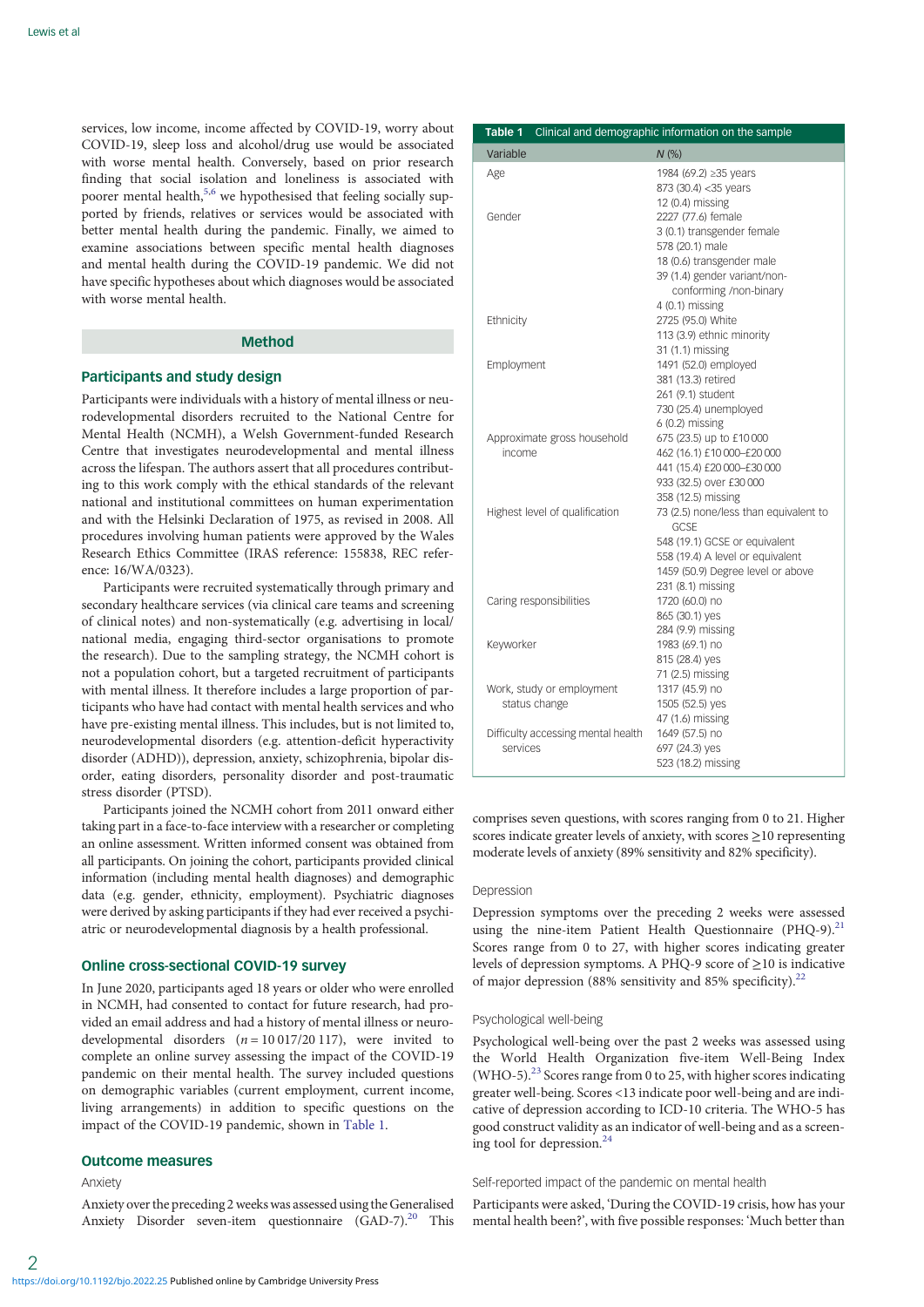services, low income, income affected by COVID-19, worry about COVID-19, sleep loss and alcohol/drug use would be associated with worse mental health. Conversely, based on prior research finding that social isolation and loneliness is associated with poorer mental health,[5,6] we hypothesised that feeling socially supported by friends, relatives or services would be associated with better mental health during the pandemic. Finally, we aimed to examine associations between specific mental health diagnoses and mental health during the COVID-19 pandemic. We did not have specific hypotheses about which diagnoses would be associated with worse mental health.

## Method

### Participants and study design

Participants were individuals with a history of mental illness or neurodevelopmental disorders recruited to the National Centre for Mental Health (NCMH), a Welsh Government-funded Research Centre that investigates neurodevelopmental and mental illness across the lifespan. The authors assert that all procedures contributing to this work comply with the ethical standards of the relevant national and institutional committees on human experimentation and with the Helsinki Declaration of 1975, as revised in 2008. All procedures involving human patients were approved by the Wales Research Ethics Committee (IRAS reference: 155838, REC reference: 16/WA/0323).

Participants were recruited systematically through primary and secondary healthcare services (via clinical care teams and screening of clinical notes) and non-systematically (e.g. advertising in local/national media, engaging third-sector organisations to promote the research). Due to the sampling strategy, the NCMH cohort is not a population cohort, but a targeted recruitment of participants with mental illness. It therefore includes a large proportion of participants who have had contact with mental health services and who have pre-existing mental illness. This includes, but is not limited to, neurodevelopmental disorders (e.g. attention-deficit hyperactivity disorder (ADHD)), depression, anxiety, schizophrenia, bipolar disorder, eating disorders, personality disorder and post-traumatic stress disorder (PTSD).

Participants joined the NCMH cohort from 2011 onward either taking part in a face-to-face interview with a researcher or completing an online assessment. Written informed consent was obtained from all participants. On joining the cohort, participants provided clinical information (including mental health diagnoses) and demographic data (e.g. gender, ethnicity, employment). Psychiatric diagnoses were derived by asking participants if they had ever received a psychiatric or neurodevelopmental diagnosis by a health professional.

### Online cross-sectional COVID-19 survey

In June 2020, participants aged 18 years or older who were enrolled in NCMH, had consented to contact for future research, had provided an email address and had a history of mental illness or neurodevelopmental disorders ($n = 10\,017/20\,117$), were invited to complete an online survey assessing the impact of the COVID-19 pandemic on their mental health. The survey included questions on demographic variables (current employment, current income, living arrangements) in addition to specific questions on the impact of the COVID-19 pandemic, shown in Table 1.

**Table 1** Clinical and demographic information on the sample

| Variable | N (%) |
|---|---|
| Age | 1984 (69.2) ≥35 years<br>873 (30.4) <35 years<br>12 (0.4) missing |
| Gender | 2227 (77.6) female<br>3 (0.1) transgender female<br>578 (20.1) male<br>18 (0.6) transgender male<br>39 (1.4) gender variant/non-conforming /non-binary<br>4 (0.1) missing |
| Ethnicity | 2725 (95.0) White<br>113 (3.9) ethnic minority<br>31 (1.1) missing |
| Employment | 1491 (52.0) employed<br>381 (13.3) retired<br>261 (9.1) student<br>730 (25.4) unemployed<br>6 (0.2) missing |
| Approximate gross household income | 675 (23.5) up to £10 000<br>462 (16.1) £10 000–£20 000<br>441 (15.4) £20 000–£30 000<br>933 (32.5) over £30 000<br>358 (12.5) missing |
| Highest level of qualification | 73 (2.5) none/less than equivalent to GCSE<br>548 (19.1) GCSE or equivalent<br>558 (19.4) A level or equivalent<br>1459 (50.9) Degree level or above<br>231 (8.1) missing |
| Caring responsibilities | 1720 (60.0) no<br>865 (30.1) yes<br>284 (9.9) missing |
| Keyworker | 1983 (69.1) no<br>815 (28.4) yes<br>71 (2.5) missing |
| Work, study or employment status change | 1317 (45.9) no<br>1505 (52.5) yes<br>47 (1.6) missing |
| Difficulty accessing mental health services | 1649 (57.5) no<br>697 (24.3) yes<br>523 (18.2) missing |

### Outcome measures

#### Anxiety

Anxiety over the preceding 2 weeks was assessed using the Generalised Anxiety Disorder seven-item questionnaire (GAD-7).[20] This comprises seven questions, with scores ranging from 0 to 21. Higher scores indicate greater levels of anxiety, with scores ≥10 representing moderate levels of anxiety (89% sensitivity and 82% specificity).

#### Depression

Depression symptoms over the preceding 2 weeks were assessed using the nine-item Patient Health Questionnaire (PHQ-9).[21] Scores range from 0 to 27, with higher scores indicating greater levels of depression symptoms. A PHQ-9 score of ≥10 is indicative of major depression (88% sensitivity and 85% specificity).[22]

#### Psychological well-being

Psychological well-being over the past 2 weeks was assessed using the World Health Organization five-item Well-Being Index (WHO-5).[23] Scores range from 0 to 25, with higher scores indicating greater well-being. Scores <13 indicate poor well-being and are indicative of depression according to ICD-10 criteria. The WHO-5 has good construct validity as an indicator of well-being and as a screening tool for depression.[24]

#### Self-reported impact of the pandemic on mental health

Participants were asked, 'During the COVID-19 crisis, how has your mental health been?', with five possible responses: 'Much better than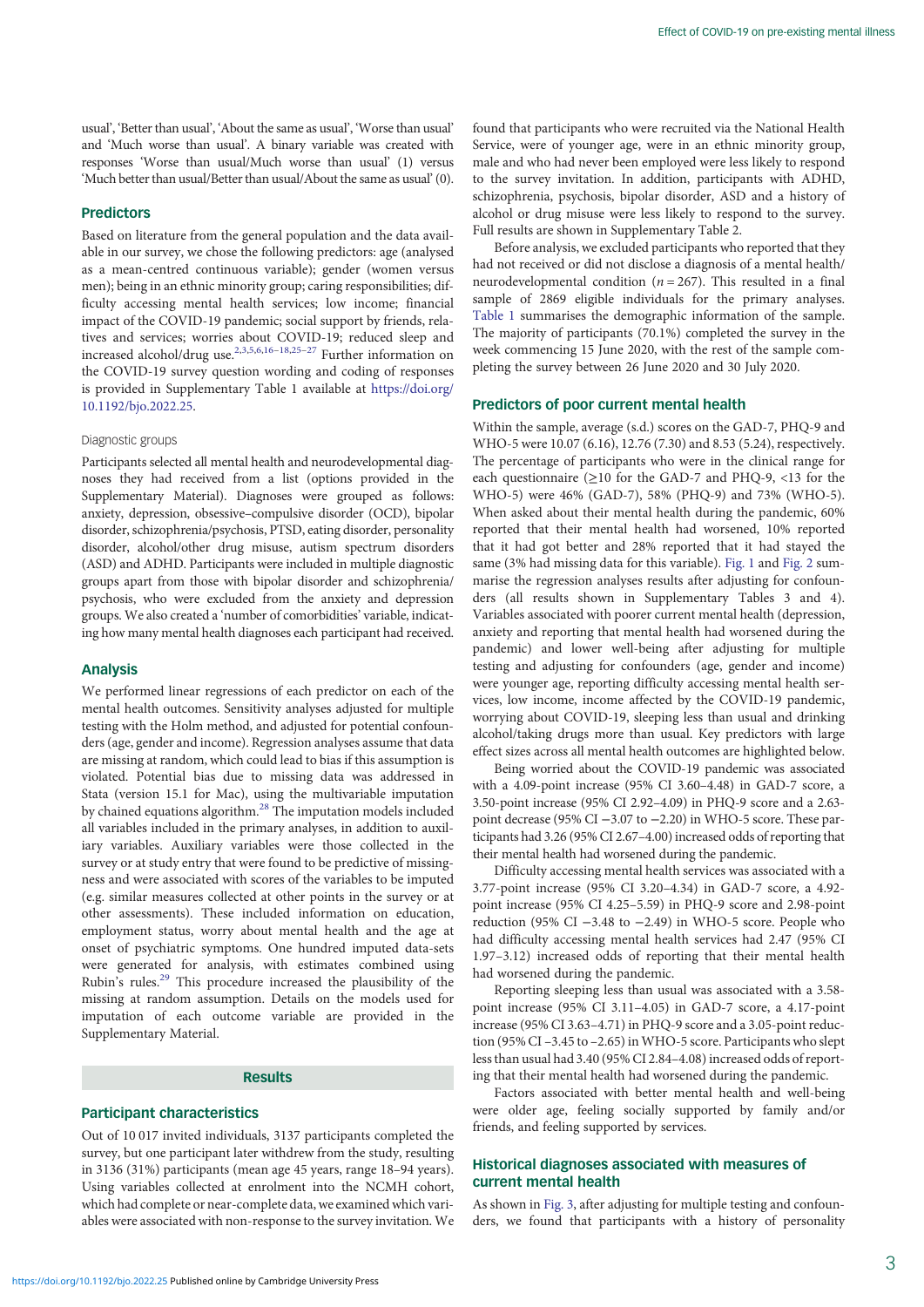usual', 'Better than usual', 'About the same as usual', 'Worse than usual' and 'Much worse than usual'. A binary variable was created with responses 'Worse than usual/Much worse than usual' (1) versus 'Much better than usual/Better than usual/About the same as usual' (0).

## Predictors

Based on literature from the general population and the data available in our survey, we chose the following predictors: age (analysed as a mean-centred continuous variable); gender (women versus men); being in an ethnic minority group; caring responsibilities; difficulty accessing mental health services; low income; financial impact of the COVID-19 pandemic; social support by friends, relatives and services; worries about COVID-19; reduced sleep and increased alcohol/drug use.[2,3,5,6,16–18,25–27] Further information on the COVID-19 survey question wording and coding of responses is provided in Supplementary Table 1 available at https://doi.org/10.1192/bjo.2022.25.

### Diagnostic groups

Participants selected all mental health and neurodevelopmental diagnoses they had received from a list (options provided in the Supplementary Material). Diagnoses were grouped as follows: anxiety, depression, obsessive–compulsive disorder (OCD), bipolar disorder, schizophrenia/psychosis, PTSD, eating disorder, personality disorder, alcohol/other drug misuse, autism spectrum disorders (ASD) and ADHD. Participants were included in multiple diagnostic groups apart from those with bipolar disorder and schizophrenia/psychosis, who were excluded from the anxiety and depression groups. We also created a 'number of comorbidities' variable, indicating how many mental health diagnoses each participant had received.

## Analysis

We performed linear regressions of each predictor on each of the mental health outcomes. Sensitivity analyses adjusted for multiple testing with the Holm method, and adjusted for potential confounders (age, gender and income). Regression analyses assume that data are missing at random, which could lead to bias if this assumption is violated. Potential bias due to missing data was addressed in Stata (version 15.1 for Mac), using the multivariable imputation by chained equations algorithm.[28] The imputation models included all variables included in the primary analyses, in addition to auxiliary variables. Auxiliary variables were those collected in the survey or at study entry that were found to be predictive of missingness and were associated with scores of the variables to be imputed (e.g. similar measures collected at other points in the survey or at other assessments). These included information on education, employment status, worry about mental health and the age at onset of psychiatric symptoms. One hundred imputed data-sets were generated for analysis, with estimates combined using Rubin's rules.[29] This procedure increased the plausibility of the missing at random assumption. Details on the models used for imputation of each outcome variable are provided in the Supplementary Material.

# Results

## Participant characteristics

Out of 10 017 invited individuals, 3137 participants completed the survey, but one participant later withdrew from the study, resulting in 3136 (31%) participants (mean age 45 years, range 18–94 years). Using variables collected at enrolment into the NCMH cohort, which had complete or near-complete data, we examined which variables were associated with non-response to the survey invitation. We found that participants who were recruited via the National Health Service, were of younger age, were in an ethnic minority group, male and who had never been employed were less likely to respond to the survey invitation. In addition, participants with ADHD, schizophrenia, psychosis, bipolar disorder, ASD and a history of alcohol or drug misuse were less likely to respond to the survey. Full results are shown in Supplementary Table 2.

Before analysis, we excluded participants who reported that they had not received or did not disclose a diagnosis of a mental health/neurodevelopmental condition ($n = 267$). This resulted in a final sample of 2869 eligible individuals for the primary analyses. Table 1 summarises the demographic information of the sample. The majority of participants (70.1%) completed the survey in the week commencing 15 June 2020, with the rest of the sample completing the survey between 26 June 2020 and 30 July 2020.

## Predictors of poor current mental health

Within the sample, average (s.d.) scores on the GAD-7, PHQ-9 and WHO-5 were 10.07 (6.16), 12.76 (7.30) and 8.53 (5.24), respectively. The percentage of participants who were in the clinical range for each questionnaire (≥10 for the GAD-7 and PHQ-9, <13 for the WHO-5) were 46% (GAD-7), 58% (PHQ-9) and 73% (WHO-5). When asked about their mental health during the pandemic, 60% reported that their mental health had worsened, 10% reported that it had got better and 28% reported that it had stayed the same (3% had missing data for this variable). Fig. 1 and Fig. 2 summarise the regression analyses results after adjusting for confounders (all results shown in Supplementary Tables 3 and 4). Variables associated with poorer current mental health (depression, anxiety and reporting that mental health had worsened during the pandemic) and lower well-being after adjusting for multiple testing and adjusting for confounders (age, gender and income) were younger age, reporting difficulty accessing mental health services, low income, income affected by the COVID-19 pandemic, worrying about COVID-19, sleeping less than usual and drinking alcohol/taking drugs more than usual. Key predictors with large effect sizes across all mental health outcomes are highlighted below.

Being worried about the COVID-19 pandemic was associated with a 4.09-point increase (95% CI 3.60–4.48) in GAD-7 score, a 3.50-point increase (95% CI 2.92–4.09) in PHQ-9 score and a 2.63-point decrease (95% CI −3.07 to −2.20) in WHO-5 score. These participants had 3.26 (95% CI 2.67–4.00) increased odds of reporting that their mental health had worsened during the pandemic.

Difficulty accessing mental health services was associated with a 3.77-point increase (95% CI 3.20–4.34) in GAD-7 score, a 4.92-point increase (95% CI 4.25–5.59) in PHQ-9 score and 2.98-point reduction (95% CI −3.48 to −2.49) in WHO-5 score. People who had difficulty accessing mental health services had 2.47 (95% CI 1.97–3.12) increased odds of reporting that their mental health had worsened during the pandemic.

Reporting sleeping less than usual was associated with a 3.58-point increase (95% CI 3.11–4.05) in GAD-7 score, a 4.17-point increase (95% CI 3.63–4.71) in PHQ-9 score and a 3.05-point reduction (95% CI –3.45 to –2.65) in WHO-5 score. Participants who slept less than usual had 3.40 (95% CI 2.84–4.08) increased odds of reporting that their mental health had worsened during the pandemic.

Factors associated with better mental health and well-being were older age, feeling socially supported by family and/or friends, and feeling supported by services.

## Historical diagnoses associated with measures of current mental health

As shown in Fig. 3, after adjusting for multiple testing and confounders, we found that participants with a history of personality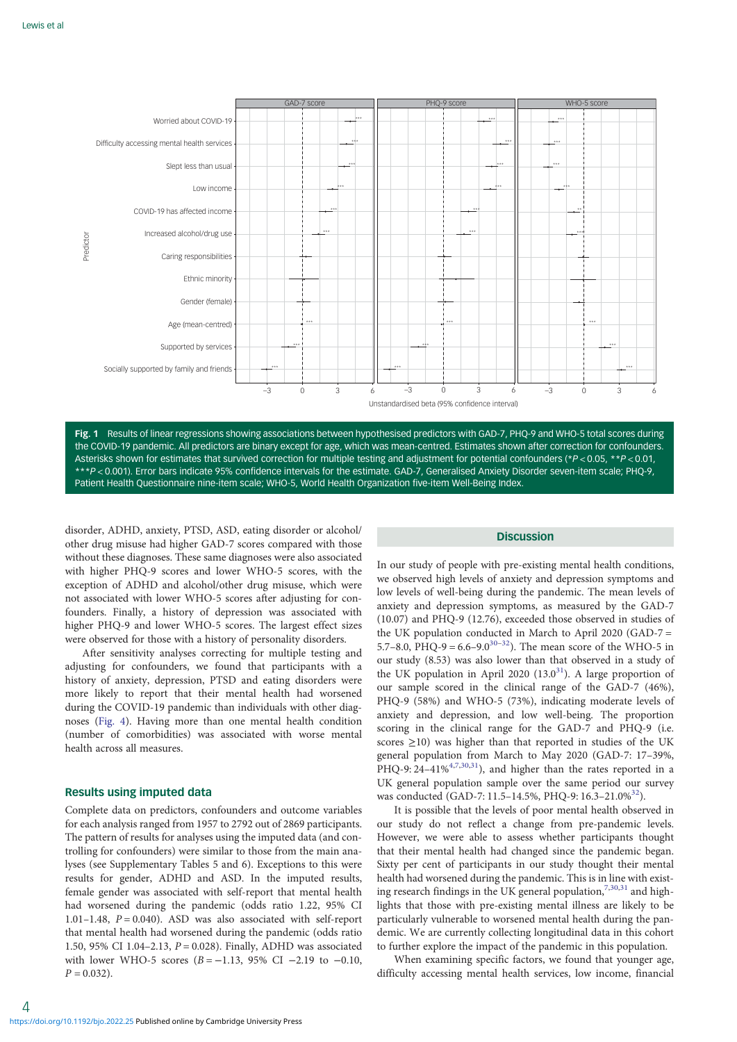Fig. 1 Results of linear regressions showing associations between hypothesised predictors with GAD-7, PHQ-9 and WHO-5 total scores during the COVID-19 pandemic. All predictors are binary except for age, which was mean-centred. Estimates shown after correction for confounders. Asterisks shown for estimates that survived correction for multiple testing and adjustment for potential confounders (* $P < 0.05$, ** $P < 0.01$, *** $P < 0.001$). Error bars indicate 95% confidence intervals for the estimate. GAD-7, Generalised Anxiety Disorder seven-item scale; PHQ-9, Patient Health Questionnaire nine-item scale; WHO-5, World Health Organization five-item Well-Being Index.

disorder, ADHD, anxiety, PTSD, ASD, eating disorder or alcohol/other drug misuse had higher GAD-7 scores compared with those without these diagnoses. These same diagnoses were also associated with higher PHQ-9 scores and lower WHO-5 scores, with the exception of ADHD and alcohol/other drug misuse, which were not associated with lower WHO-5 scores after adjusting for confounders. Finally, a history of depression was associated with higher PHQ-9 and lower WHO-5 scores. The largest effect sizes were observed for those with a history of personality disorders.

After sensitivity analyses correcting for multiple testing and adjusting for confounders, we found that participants with a history of anxiety, depression, PTSD and eating disorders were more likely to report that their mental health had worsened during the COVID-19 pandemic than individuals with other diagnoses (Fig. 4). Having more than one mental health condition (number of comorbidities) was associated with worse mental health across all measures.

### Results using imputed data

Complete data on predictors, confounders and outcome variables for each analysis ranged from 2710 to 2792 out of 2869 participants. The pattern of results for analyses using the imputed data (and controlling for confounders) were similar to those from the main analyses (see Supplementary Tables 5 and 6). Exceptions to this were results for gender, ADHD and ASD. In the imputed results, female gender was associated with self-report that mental health had worsened during the pandemic (odds ratio 1.22, 95% CI 1.01–1.48, $P = 0.040$). ASD was also associated with self-report that mental health had worsened during the pandemic (odds ratio 1.50, 95% CI 1.04–2.13, $P = 0.028$). Finally, ADHD was associated with lower WHO-5 scores ($B = -1.13$, 95% CI −2.19 to −0.10, $P = 0.032$).

## Discussion

In our study of people with pre-existing mental health conditions, we observed high levels of anxiety and depression symptoms and low levels of well-being during the pandemic. The mean levels of anxiety and depression symptoms, as measured by the GAD-7 (10.07) and PHQ-9 (12.76), exceeded those observed in studies of the UK population conducted in March to April 2020 (GAD-7 = 5.7–8.0, PHQ-9 = 6.6–9.0[30–32]). The mean score of the WHO-5 in our study (8.53) was also lower than that observed in a study of the UK population in April 2020 (13.0[31]). A large proportion of our sample scored in the clinical range of the GAD-7 (46%), PHQ-9 (58%) and WHO-5 (73%), indicating moderate levels of anxiety and depression, and low well-being. The proportion scoring in the clinical range for the GAD-7 and PHQ-9 (i.e. scores ≥10) was higher than that reported in studies of the UK general population from March to May 2020 (GAD-7: 17–39%, PHQ-9: 24–41%[4,7,30,31]), and higher than the rates reported in a UK general population sample over the same period our survey was conducted (GAD-7: 11.5–14.5%, PHQ-9: 16.3–21.0%[32]).

It is possible that the levels of poor mental health observed in our study do not reflect a change from pre-pandemic levels. However, we were able to assess whether participants thought that their mental health had changed since the pandemic began. Sixty per cent of participants in our study thought their mental health had worsened during the pandemic. This is in line with existing research findings in the UK general population,[7,30,31] and highlights that those with pre-existing mental illness are likely to be particularly vulnerable to worsened mental health during the pandemic. We are currently collecting longitudinal data in this cohort to further explore the impact of the pandemic in this population.

When examining specific factors, we found that younger age, difficulty accessing mental health services, low income, financial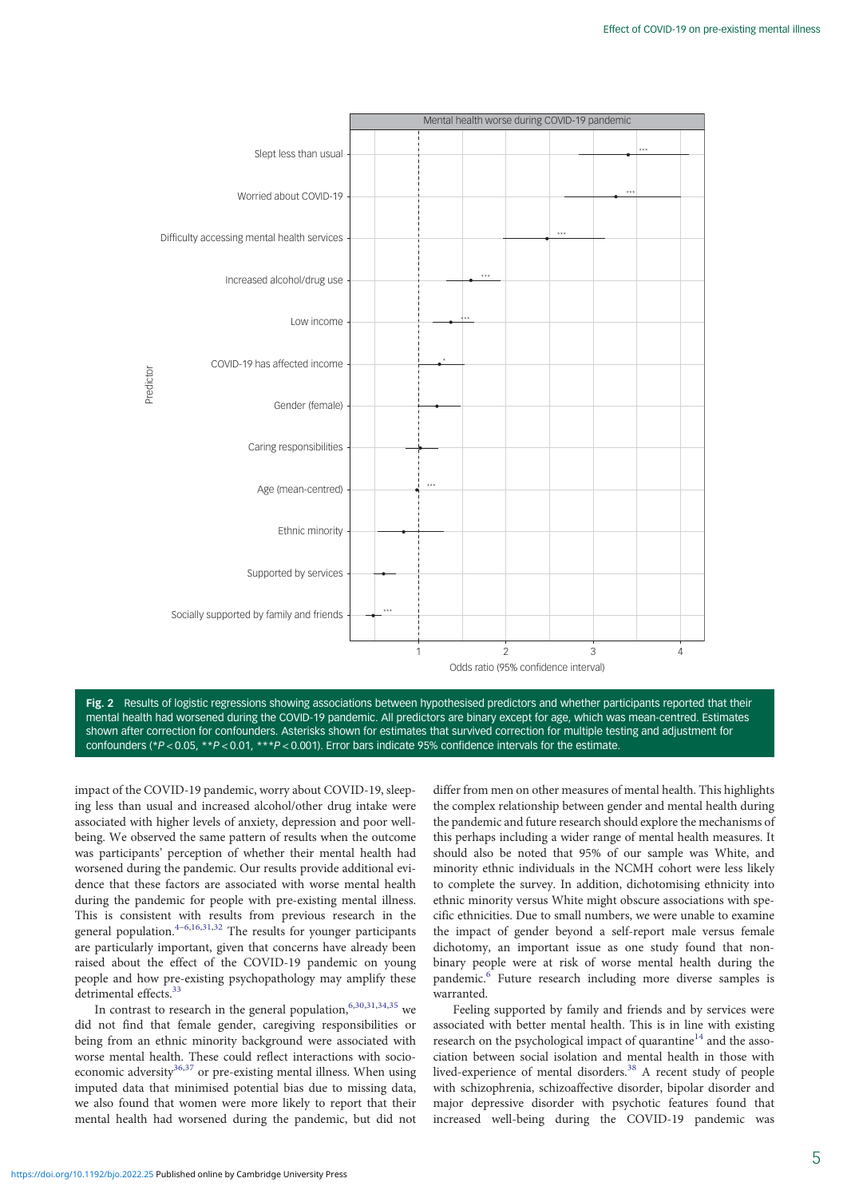Fig. 2 Results of logistic regressions showing associations between hypothesised predictors and whether participants reported that their mental health had worsened during the COVID-19 pandemic. All predictors are binary except for age, which was mean-centred. Estimates shown after correction for confounders. Asterisks shown for estimates that survived correction for multiple testing and adjustment for confounders (* $P < 0.05$, ** $P < 0.01$, *** $P < 0.001$). Error bars indicate 95% confidence intervals for the estimate.

impact of the COVID-19 pandemic, worry about COVID-19, sleeping less than usual and increased alcohol/other drug intake were associated with higher levels of anxiety, depression and poor well-being. We observed the same pattern of results when the outcome was participants' perception of whether their mental health had worsened during the pandemic. Our results provide additional evidence that these factors are associated with worse mental health during the pandemic for people with pre-existing mental illness. This is consistent with results from previous research in the general population.[4–6,16,31,32] The results for younger participants are particularly important, given that concerns have already been raised about the effect of the COVID-19 pandemic on young people and how pre-existing psychopathology may amplify these detrimental effects.[33]

In contrast to research in the general population,[6,30,31,34,35] we did not find that female gender, caregiving responsibilities or being from an ethnic minority background were associated with worse mental health. These could reflect interactions with socio-economic adversity[36,37] or pre-existing mental illness. When using imputed data that minimised potential bias due to missing data, we also found that women were more likely to report that their mental health had worsened during the pandemic, but did not differ from men on other measures of mental health. This highlights the complex relationship between gender and mental health during the pandemic and future research should explore the mechanisms of this perhaps including a wider range of mental health measures. It should also be noted that 95% of our sample was White, and minority ethnic individuals in the NCMH cohort were less likely to complete the survey. In addition, dichotomising ethnicity into ethnic minority versus White might obscure associations with specific ethnicities. Due to small numbers, we were unable to examine the impact of gender beyond a self-report male versus female dichotomy, an important issue as one study found that non-binary people were at risk of worse mental health during the pandemic.[6] Future research including more diverse samples is warranted.

Feeling supported by family and friends and by services were associated with better mental health. This is in line with existing research on the psychological impact of quarantine[14] and the association between social isolation and mental health in those with lived-experience of mental disorders.[38] A recent study of people with schizophrenia, schizoaffective disorder, bipolar disorder and major depressive disorder with psychotic features found that increased well-being during the COVID-19 pandemic was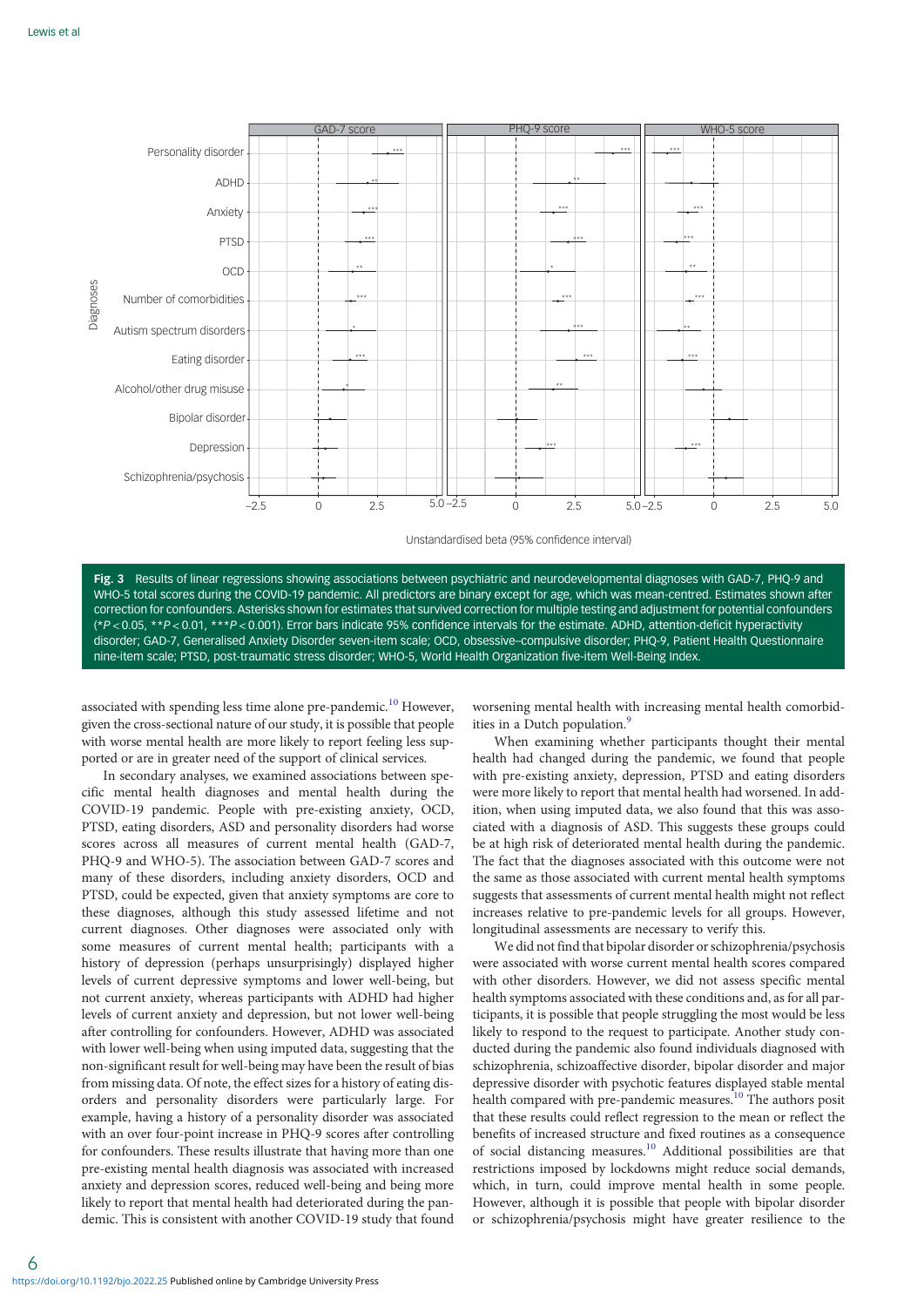Fig. 3 Results of linear regressions showing associations between psychiatric and neurodevelopmental diagnoses with GAD-7, PHQ-9 and WHO-5 total scores during the COVID-19 pandemic. All predictors are binary except for age, which was mean-centred. Estimates shown after correction for confounders. Asterisks shown for estimates that survived correction for multiple testing and adjustment for potential confounders (\*$P < 0.05$, \*\*$P < 0.01$, \*\*\*$P < 0.001$). Error bars indicate 95% confidence intervals for the estimate. ADHD, attention-deficit hyperactivity disorder; GAD-7, Generalised Anxiety Disorder seven-item scale; OCD, obsessive–compulsive disorder; PHQ-9, Patient Health Questionnaire nine-item scale; PTSD, post-traumatic stress disorder; WHO-5, World Health Organization five-item Well-Being Index.

associated with spending less time alone pre-pandemic.[10] However, given the cross-sectional nature of our study, it is possible that people with worse mental health are more likely to report feeling less supported or are in greater need of the support of clinical services.

In secondary analyses, we examined associations between specific mental health diagnoses and mental health during the COVID-19 pandemic. People with pre-existing anxiety, OCD, PTSD, eating disorders, ASD and personality disorders had worse scores across all measures of current mental health (GAD-7, PHQ-9 and WHO-5). The association between GAD-7 scores and many of these disorders, including anxiety disorders, OCD and PTSD, could be expected, given that anxiety symptoms are core to these diagnoses, although this study assessed lifetime and not current diagnoses. Other diagnoses were associated only with some measures of current mental health; participants with a history of depression (perhaps unsurprisingly) displayed higher levels of current depressive symptoms and lower well-being, but not current anxiety, whereas participants with ADHD had higher levels of current anxiety and depression, but not lower well-being after controlling for confounders. However, ADHD was associated with lower well-being when using imputed data, suggesting that the non-significant result for well-being may have been the result of bias from missing data. Of note, the effect sizes for a history of eating disorders and personality disorders were particularly large. For example, having a history of a personality disorder was associated with an over four-point increase in PHQ-9 scores after controlling for confounders. These results illustrate that having more than one pre-existing mental health diagnosis was associated with increased anxiety and depression scores, reduced well-being and being more likely to report that mental health had deteriorated during the pandemic. This is consistent with another COVID-19 study that found worsening mental health with increasing mental health comorbidities in a Dutch population.[9]

When examining whether participants thought their mental health had changed during the pandemic, we found that people with pre-existing anxiety, depression, PTSD and eating disorders were more likely to report that mental health had worsened. In addition, when using imputed data, we also found that this was associated with a diagnosis of ASD. This suggests these groups could be at high risk of deteriorated mental health during the pandemic. The fact that the diagnoses associated with this outcome were not the same as those associated with current mental health symptoms suggests that assessments of current mental health might not reflect increases relative to pre-pandemic levels for all groups. However, longitudinal assessments are necessary to verify this.

We did not find that bipolar disorder or schizophrenia/psychosis were associated with worse current mental health scores compared with other disorders. However, we did not assess specific mental health symptoms associated with these conditions and, as for all participants, it is possible that people struggling the most would be less likely to respond to the request to participate. Another study conducted during the pandemic also found individuals diagnosed with schizophrenia, schizoaffective disorder, bipolar disorder and major depressive disorder with psychotic features displayed stable mental health compared with pre-pandemic measures.[10] The authors posit that these results could reflect regression to the mean or reflect the benefits of increased structure and fixed routines as a consequence of social distancing measures.[10] Additional possibilities are that restrictions imposed by lockdowns might reduce social demands, which, in turn, could improve mental health in some people. However, although it is possible that people with bipolar disorder or schizophrenia/psychosis might have greater resilience to the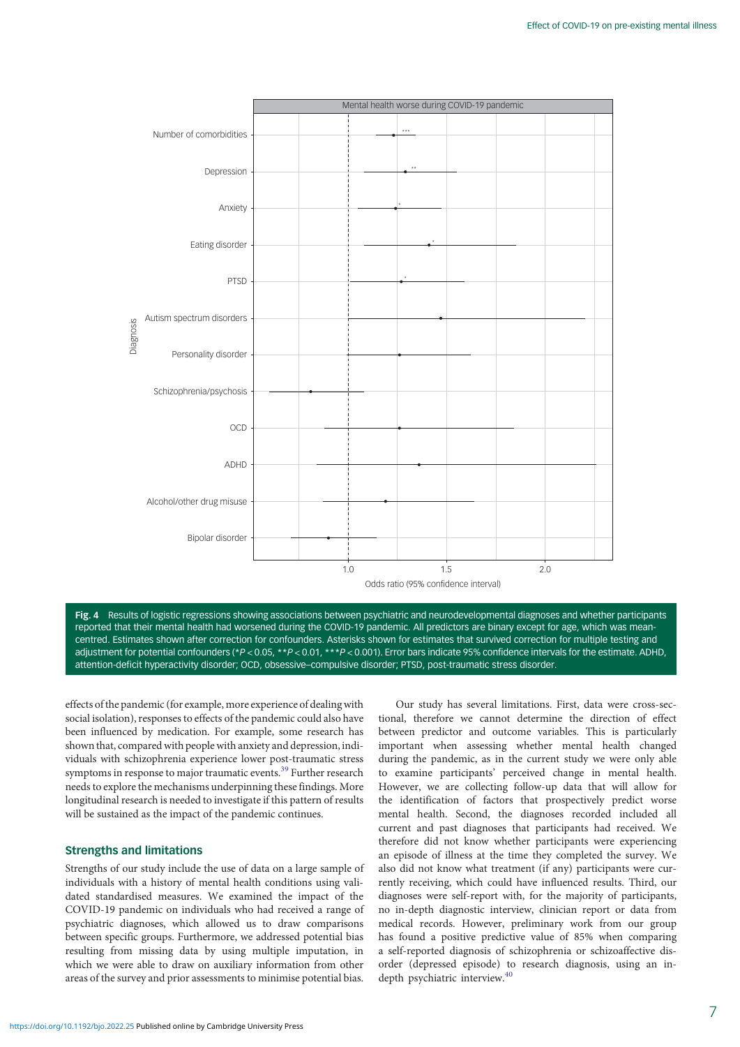Fig. 4 Results of logistic regressions showing associations between psychiatric and neurodevelopmental diagnoses and whether participants reported that their mental health had worsened during the COVID-19 pandemic. All predictors are binary except for age, which was mean-centred. Estimates shown after correction for confounders. Asterisks shown for estimates that survived correction for multiple testing and adjustment for potential confounders (* $P < 0.05$, ** $P < 0.01$, *** $P < 0.001$). Error bars indicate 95% confidence intervals for the estimate. ADHD, attention-deficit hyperactivity disorder; OCD, obsessive–compulsive disorder; PTSD, post-traumatic stress disorder.

effects of the pandemic (for example, more experience of dealing with social isolation), responses to effects of the pandemic could also have been influenced by medication. For example, some research has shown that, compared with people with anxiety and depression, individuals with schizophrenia experience lower post-traumatic stress symptoms in response to major traumatic events.[39] Further research needs to explore the mechanisms underpinning these findings. More longitudinal research is needed to investigate if this pattern of results will be sustained as the impact of the pandemic continues.

## Strengths and limitations

Strengths of our study include the use of data on a large sample of individuals with a history of mental health conditions using validated standardised measures. We examined the impact of the COVID-19 pandemic on individuals who had received a range of psychiatric diagnoses, which allowed us to draw comparisons between specific groups. Furthermore, we addressed potential bias resulting from missing data by using multiple imputation, in which we were able to draw on auxiliary information from other areas of the survey and prior assessments to minimise potential bias.

Our study has several limitations. First, data were cross-sectional, therefore we cannot determine the direction of effect between predictor and outcome variables. This is particularly important when assessing whether mental health changed during the pandemic, as in the current study we were only able to examine participants' perceived change in mental health. However, we are collecting follow-up data that will allow for the identification of factors that prospectively predict worse mental health. Second, the diagnoses recorded included all current and past diagnoses that participants had received. We therefore did not know whether participants were experiencing an episode of illness at the time they completed the survey. We also did not know what treatment (if any) participants were currently receiving, which could have influenced results. Third, our diagnoses were self-report with, for the majority of participants, no in-depth diagnostic interview, clinician report or data from medical records. However, preliminary work from our group has found a positive predictive value of 85% when comparing a self-reported diagnosis of schizophrenia or schizoaffective disorder (depressed episode) to research diagnosis, using an in-depth psychiatric interview.[40]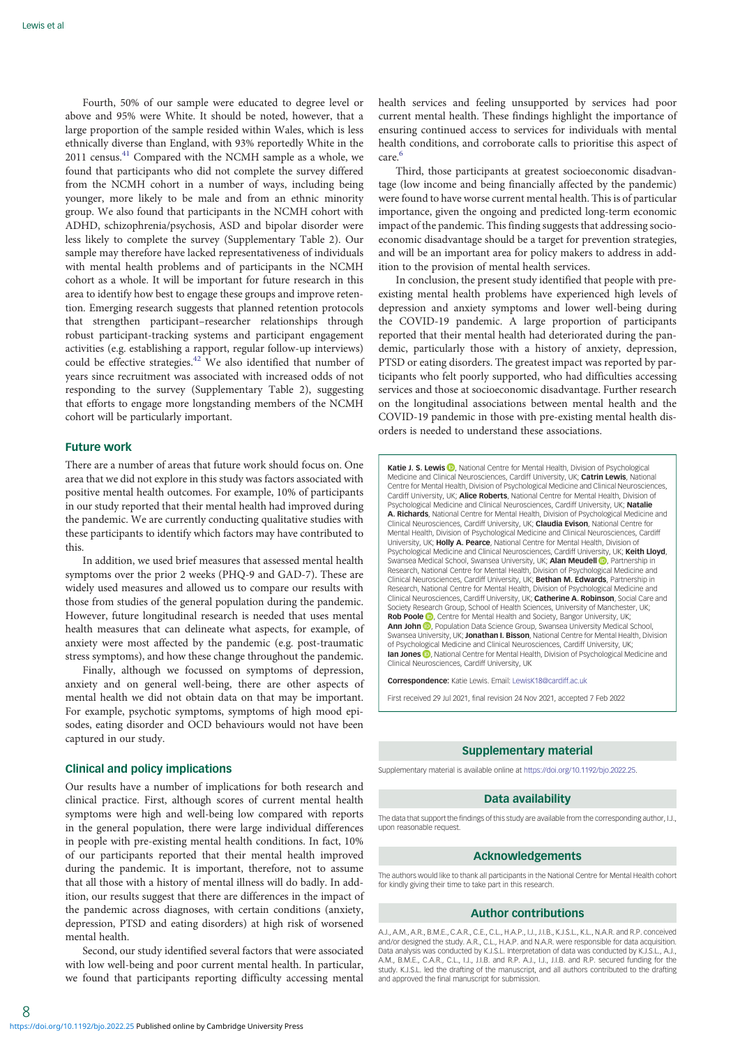Fourth, 50% of our sample were educated to degree level or above and 95% were White. It should be noted, however, that a large proportion of the sample resided within Wales, which is less ethnically diverse than England, with 93% reportedly White in the 2011 census.[41] Compared with the NCMH sample as a whole, we found that participants who did not complete the survey differed from the NCMH cohort in a number of ways, including being younger, more likely to be male and from an ethnic minority group. We also found that participants in the NCMH cohort with ADHD, schizophrenia/psychosis, ASD and bipolar disorder were less likely to complete the survey (Supplementary Table 2). Our sample may therefore have lacked representativeness of individuals with mental health problems and of participants in the NCMH cohort as a whole. It will be important for future research in this area to identify how best to engage these groups and improve retention. Emerging research suggests that planned retention protocols that strengthen participant–researcher relationships through robust participant-tracking systems and participant engagement activities (e.g. establishing a rapport, regular follow-up interviews) could be effective strategies.[42] We also identified that number of years since recruitment was associated with increased odds of not responding to the survey (Supplementary Table 2), suggesting that efforts to engage more longstanding members of the NCMH cohort will be particularly important.

## Future work

There are a number of areas that future work should focus on. One area that we did not explore in this study was factors associated with positive mental health outcomes. For example, 10% of participants in our study reported that their mental health had improved during the pandemic. We are currently conducting qualitative studies with these participants to identify which factors may have contributed to this.

In addition, we used brief measures that assessed mental health symptoms over the prior 2 weeks (PHQ-9 and GAD-7). These are widely used measures and allowed us to compare our results with those from studies of the general population during the pandemic. However, future longitudinal research is needed that uses mental health measures that can delineate what aspects, for example, of anxiety were most affected by the pandemic (e.g. post-traumatic stress symptoms), and how these change throughout the pandemic.

Finally, although we focussed on symptoms of depression, anxiety and on general well-being, there are other aspects of mental health we did not obtain data on that may be important. For example, psychotic symptoms, symptoms of high mood episodes, eating disorder and OCD behaviours would not have been captured in our study.

## Clinical and policy implications

Our results have a number of implications for both research and clinical practice. First, although scores of current mental health symptoms were high and well-being low compared with reports in the general population, there were large individual differences in people with pre-existing mental health conditions. In fact, 10% of our participants reported that their mental health improved during the pandemic. It is important, therefore, not to assume that all those with a history of mental illness will do badly. In addition, our results suggest that there are differences in the impact of the pandemic across diagnoses, with certain conditions (anxiety, depression, PTSD and eating disorders) at high risk of worsened mental health.

Second, our study identified several factors that were associated with low well-being and poor current mental health. In particular, we found that participants reporting difficulty accessing mental health services and feeling unsupported by services had poor current mental health. These findings highlight the importance of ensuring continued access to services for individuals with mental health conditions, and corroborate calls to prioritise this aspect of care.[6]

Third, those participants at greatest socioeconomic disadvantage (low income and being financially affected by the pandemic) were found to have worse current mental health. This is of particular importance, given the ongoing and predicted long-term economic impact of the pandemic. This finding suggests that addressing socioeconomic disadvantage should be a target for prevention strategies, and will be an important area for policy makers to address in addition to the provision of mental health services.

In conclusion, the present study identified that people with pre-existing mental health problems have experienced high levels of depression and anxiety symptoms and lower well-being during the COVID-19 pandemic. A large proportion of participants reported that their mental health had deteriorated during the pandemic, particularly those with a history of anxiety, depression, PTSD or eating disorders. The greatest impact was reported by participants who felt poorly supported, who had difficulties accessing services and those at socioeconomic disadvantage. Further research on the longitudinal associations between mental health and the COVID-19 pandemic in those with pre-existing mental health disorders is needed to understand these associations.

**Katie J. S. Lewis**, National Centre for Mental Health, Division of Psychological Medicine and Clinical Neurosciences, Cardiff University, UK; **Catrin Lewis**, National Centre for Mental Health, Division of Psychological Medicine and Clinical Neurosciences, Cardiff University, UK; **Alice Roberts**, National Centre for Mental Health, Division of Psychological Medicine and Clinical Neurosciences, Cardiff University, UK; **Natalie A. Richards**, National Centre for Mental Health, Division of Psychological Medicine and Clinical Neurosciences, Cardiff University, UK; **Claudia Evison**, National Centre for Mental Health, Division of Psychological Medicine and Clinical Neurosciences, Cardiff University, UK; **Holly A. Pearce**, National Centre for Mental Health, Division of Psychological Medicine and Clinical Neurosciences, Cardiff University, UK; **Keith Lloyd**, Swansea Medical School, Swansea University, UK; **Alan Meudell**, Partnership in Research, National Centre for Mental Health, Division of Psychological Medicine and Clinical Neurosciences, Cardiff University, UK; **Bethan M. Edwards**, Partnership in Research, National Centre for Mental Health, Division of Psychological Medicine and Clinical Neurosciences, Cardiff University, UK; **Catherine A. Robinson**, Social Care and Society Research Group, School of Health Sciences, University of Manchester, UK; **Rob Poole**, Centre for Mental Health and Society, Bangor University, UK; **Ann John**, Population Data Science Group, Swansea University Medical School, Swansea University, UK; **Jonathan I. Bisson**, National Centre for Mental Health, Division of Psychological Medicine and Clinical Neurosciences, Cardiff University, UK; **Ian Jones**, National Centre for Mental Health, Division of Psychological Medicine and Clinical Neurosciences, Cardiff University, UK

**Correspondence:** Katie Lewis. Email: LewisK18@cardiff.ac.uk

First received 29 Jul 2021, final revision 24 Nov 2021, accepted 7 Feb 2022

## Supplementary material

Supplementary material is available online at https://doi.org/10.1192/bjo.2022.25.

## Data availability

The data that support the findings of this study are available from the corresponding author, I.J., upon reasonable request.

## Acknowledgements

The authors would like to thank all participants in the National Centre for Mental Health cohort for kindly giving their time to take part in this research.

## Author contributions

A.J., A.M., A.R., B.M.E., C.A.R., C.E., C.L., H.A.P., I.J., J.I.B., K.J.S.L., K.L., N.A.R. and R.P. conceived and/or designed the study. A.R., C.L., H.A.P. and N.A.R. were responsible for data acquisition. Data analysis was conducted by K.J.S.L. Interpretation of data was conducted by K.J.S.L., A.J., A.M., B.M.E., C.A.R., C.L., I.J., J.I.B. and R.P. A.J., I.J., J.I.B. and R.P. secured funding for the study. K.J.S.L. led the drafting of the manuscript, and all authors contributed to the drafting and approved the final manuscript for submission.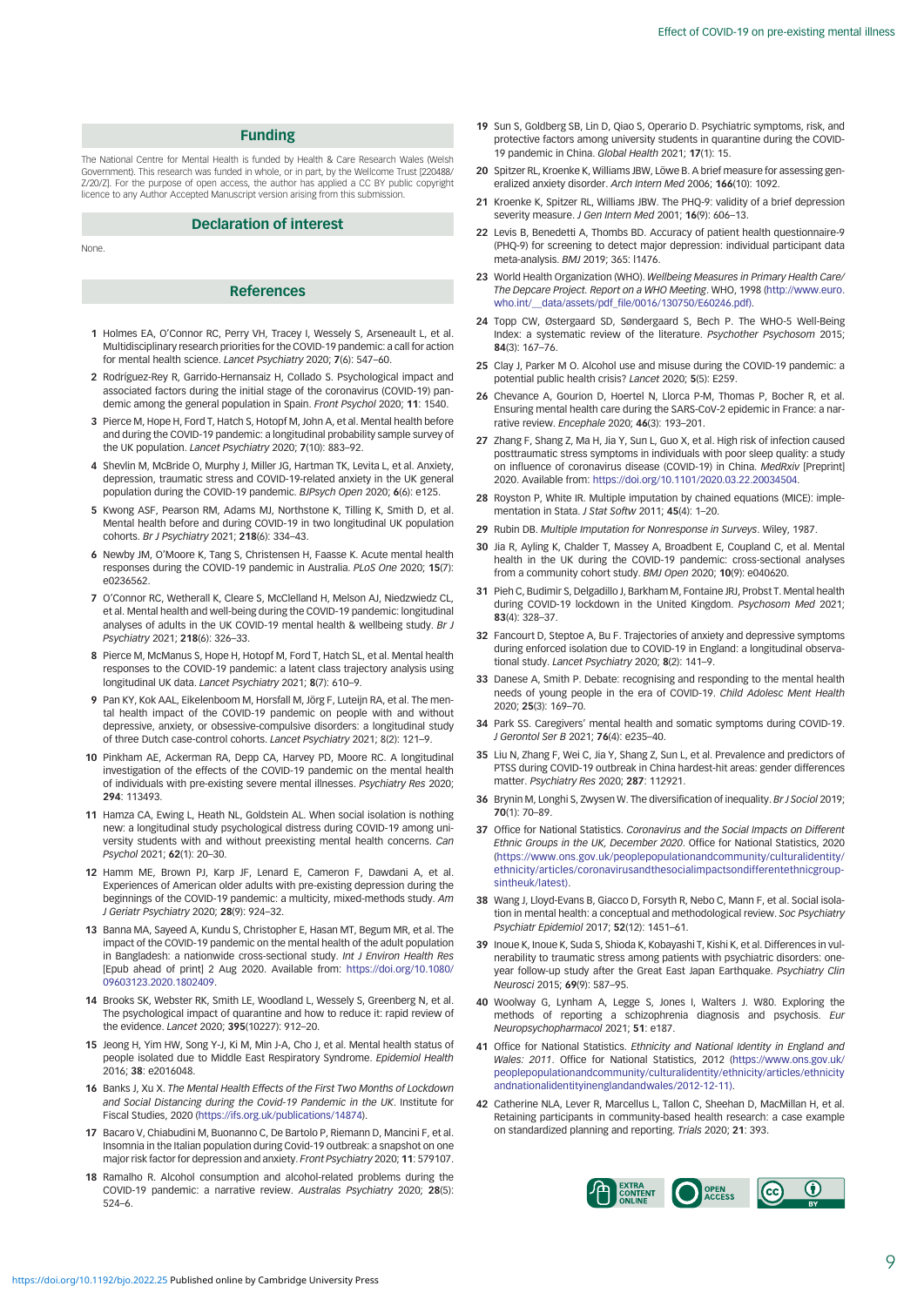## Funding

The National Centre for Mental Health is funded by Health & Care Research Wales (Welsh Government). This research was funded in whole, or in part, by the Wellcome Trust [220488/Z/20/Z]. For the purpose of open access, the author has applied a CC BY public copyright licence to any Author Accepted Manuscript version arising from this submission.

## Declaration of interest

None.

## References

1 Holmes EA, O'Connor RC, Perry VH, Tracey I, Wessely S, Arseneault L, et al. Multidisciplinary research priorities for the COVID-19 pandemic: a call for action for mental health science. *Lancet Psychiatry* 2020; **7**(6): 547–60.

2 Rodríguez-Rey R, Garrido-Hernansaiz H, Collado S. Psychological impact and associated factors during the initial stage of the coronavirus (COVID-19) pandemic among the general population in Spain. *Front Psychol* 2020; **11**: 1540.

3 Pierce M, Hope H, Ford T, Hatch S, Hotopf M, John A, et al. Mental health before and during the COVID-19 pandemic: a longitudinal probability sample survey of the UK population. *Lancet Psychiatry* 2020; **7**(10): 883–92.

4 Shevlin M, McBride O, Murphy J, Miller JG, Hartman TK, Levita L, et al. Anxiety, depression, traumatic stress and COVID-19-related anxiety in the UK general population during the COVID-19 pandemic. *BJPsych Open* 2020; **6**(6): e125.

5 Kwong ASF, Pearson RM, Adams MJ, Northstone K, Tilling K, Smith D, et al. Mental health before and during COVID-19 in two longitudinal UK population cohorts. *Br J Psychiatry* 2021; **218**(6): 334–43.

6 Newby JM, O'Moore K, Tang S, Christensen H, Faasse K. Acute mental health responses during the COVID-19 pandemic in Australia. *PLoS One* 2020; **15**(7): e0236562.

7 O'Connor RC, Wetherall K, Cleare S, McClelland H, Melson AJ, Niedzwiedz CL, et al. Mental health and well-being during the COVID-19 pandemic: longitudinal analyses of adults in the UK COVID-19 mental health & wellbeing study. *Br J Psychiatry* 2021; **218**(6): 326–33.

8 Pierce M, McManus S, Hope H, Hotopf M, Ford T, Hatch SL, et al. Mental health responses to the COVID-19 pandemic: a latent class trajectory analysis using longitudinal UK data. *Lancet Psychiatry* 2021; **8**(7): 610–9.

9 Pan KY, Kok AAL, Eikelenboom M, Horsfall M, Jörg F, Luteijn RA, et al. The mental health impact of the COVID-19 pandemic on people with and without depressive, anxiety, or obsessive-compulsive disorders: a longitudinal study of three Dutch case-control cohorts. *Lancet Psychiatry* 2021; 8(2): 121–9.

10 Pinkham AE, Ackerman RA, Depp CA, Harvey PD, Moore RC. A longitudinal investigation of the effects of the COVID-19 pandemic on the mental health of individuals with pre-existing severe mental illnesses. *Psychiatry Res* 2020; **294**: 113493.

11 Hamza CA, Ewing L, Heath NL, Goldstein AL. When social isolation is nothing new: a longitudinal study psychological distress during COVID-19 among university students with and without preexisting mental health concerns. *Can Psychol* 2021; **62**(1): 20–30.

12 Hamm ME, Brown PJ, Karp JF, Lenard E, Cameron F, Dawdani A, et al. Experiences of American older adults with pre-existing depression during the beginnings of the COVID-19 pandemic: a multicity, mixed-methods study. *Am J Geriatr Psychiatry* 2020; **28**(9): 924–32.

13 Banna MA, Sayeed A, Kundu S, Christopher E, Hasan MT, Begum MR, et al. The impact of the COVID-19 pandemic on the mental health of the adult population in Bangladesh: a nationwide cross-sectional study. *Int J Environ Health Res* [Epub ahead of print] 2 Aug 2020. Available from: https://doi.org/10.1080/09603123.2020.1802409.

14 Brooks SK, Webster RK, Smith LE, Woodland L, Wessely S, Greenberg N, et al. The psychological impact of quarantine and how to reduce it: rapid review of the evidence. *Lancet* 2020; **395**(10227): 912–20.

15 Jeong H, Yim HW, Song Y-J, Ki M, Min J-A, Cho J, et al. Mental health status of people isolated due to Middle East Respiratory Syndrome. *Epidemiol Health* 2016; **38**: e2016048.

16 Banks J, Xu X. *The Mental Health Effects of the First Two Months of Lockdown and Social Distancing during the Covid-19 Pandemic in the UK*. Institute for Fiscal Studies, 2020 (https://ifs.org.uk/publications/14874).

17 Bacaro V, Chiabudini M, Buonanno C, De Bartolo P, Riemann D, Mancini F, et al. Insomnia in the Italian population during Covid-19 outbreak: a snapshot on one major risk factor for depression and anxiety. *Front Psychiatry* 2020; **11**: 579107.

18 Ramalho R. Alcohol consumption and alcohol-related problems during the COVID-19 pandemic: a narrative review. *Australas Psychiatry* 2020; **28**(5): 524–6.

19 Sun S, Goldberg SB, Lin D, Qiao S, Operario D. Psychiatric symptoms, risk, and protective factors among university students in quarantine during the COVID-19 pandemic in China. *Global Health* 2021; **17**(1): 15.

20 Spitzer RL, Kroenke K, Williams JBW, Löwe B. A brief measure for assessing generalized anxiety disorder. *Arch Intern Med* 2006; **166**(10): 1092.

21 Kroenke K, Spitzer RL, Williams JBW. The PHQ-9: validity of a brief depression severity measure. *J Gen Intern Med* 2001; **16**(9): 606–13.

22 Levis B, Benedetti A, Thombs BD. Accuracy of patient health questionnaire-9 (PHQ-9) for screening to detect major depression: individual participant data meta-analysis. *BMJ* 2019; 365: l1476.

23 World Health Organization (WHO). *Wellbeing Measures in Primary Health Care/The Depcare Project. Report on a WHO Meeting*. WHO, 1998 (http://www.euro.who.int/__data/assets/pdf_file/0016/130750/E60246.pdf).

24 Topp CW, Østergaard SD, Søndergaard S, Bech P. The WHO-5 Well-Being Index: a systematic review of the literature. *Psychother Psychosom* 2015; **84**(3): 167–76.

25 Clay J, Parker M O. Alcohol use and misuse during the COVID-19 pandemic: a potential public health crisis? *Lancet* 2020; **5**(5): E259.

26 Chevance A, Gourion D, Hoertel N, Llorca P-M, Thomas P, Bocher R, et al. Ensuring mental health care during the SARS-CoV-2 epidemic in France: a narrative review. *Encephale* 2020; **46**(3): 193–201.

27 Zhang F, Shang Z, Ma H, Jia Y, Sun L, Guo X, et al. High risk of infection caused posttraumatic stress symptoms in individuals with poor sleep quality: a study on influence of coronavirus disease (COVID-19) in China. *MedRxiv* [Preprint] 2020. Available from: https://doi.org/10.1101/2020.03.22.20034504.

28 Royston P, White IR. Multiple imputation by chained equations (MICE): implementation in Stata. *J Stat Softw* 2011; **45**(4): 1–20.

29 Rubin DB. *Multiple Imputation for Nonresponse in Surveys*. Wiley, 1987.

30 Jia R, Ayling K, Chalder T, Massey A, Broadbent E, Coupland C, et al. Mental health in the UK during the COVID-19 pandemic: cross-sectional analyses from a community cohort study. *BMJ Open* 2020; **10**(9): e040620.

31 Pieh C, Budimir S, Delgadillo J, Barkham M, Fontaine JRJ, Probst T. Mental health during COVID-19 lockdown in the United Kingdom. *Psychosom Med* 2021; **83**(4): 328–37.

32 Fancourt D, Steptoe A, Bu F. Trajectories of anxiety and depressive symptoms during enforced isolation due to COVID-19 in England: a longitudinal observational study. *Lancet Psychiatry* 2020; **8**(2): 141–9.

33 Danese A, Smith P. Debate: recognising and responding to the mental health needs of young people in the era of COVID-19. *Child Adolesc Ment Health* 2020; **25**(3): 169–70.

34 Park SS. Caregivers' mental health and somatic symptoms during COVID-19. *J Gerontol Ser B* 2021; **76**(4): e235–40.

35 Liu N, Zhang F, Wei C, Jia Y, Shang Z, Sun L, et al. Prevalence and predictors of PTSS during COVID-19 outbreak in China hardest-hit areas: gender differences matter. *Psychiatry Res* 2020; **287**: 112921.

36 Brynin M, Longhi S, Zwysen W. The diversification of inequality. *Br J Sociol* 2019; **70**(1): 70–89.

37 Office for National Statistics. *Coronavirus and the Social Impacts on Different Ethnic Groups in the UK, December 2020*. Office for National Statistics, 2020 (https://www.ons.gov.uk/peoplepopulationandcommunity/culturalidentity/ethnicity/articles/coronavirusandthesocialimpactsondifferentethnicgroupsintheuk/latest).

38 Wang J, Lloyd-Evans B, Giacco D, Forsyth R, Nebo C, Mann F, et al. Social isolation in mental health: a conceptual and methodological review. *Soc Psychiatry Psychiatr Epidemiol* 2017; **52**(12): 1451–61.

39 Inoue K, Inoue K, Suda S, Shioda K, Kobayashi T, Kishi K, et al. Differences in vulnerability to traumatic stress among patients with psychiatric disorders: one-year follow-up study after the Great East Japan Earthquake. *Psychiatry Clin Neurosci* 2015; **69**(9): 587–95.

40 Woolway G, Lynham A, Legge S, Jones I, Walters J. W80. Exploring the methods of reporting a schizophrenia diagnosis and psychosis. *Eur Neuropsychopharmacol* 2021; **51**: e187.

41 Office for National Statistics. *Ethnicity and National Identity in England and Wales: 2011*. Office for National Statistics, 2012 (https://www.ons.gov.uk/peoplepopulationandcommunity/culturalidentity/ethnicity/articles/ethnicityandnationalidentityinenglandandwales/2012-12-11).

42 Catherine NLA, Lever R, Marcellus L, Tallon C, Sheehan D, MacMillan H, et al. Retaining participants in community-based health research: a case example on standardized planning and reporting. *Trials* 2020; **21**: 393.